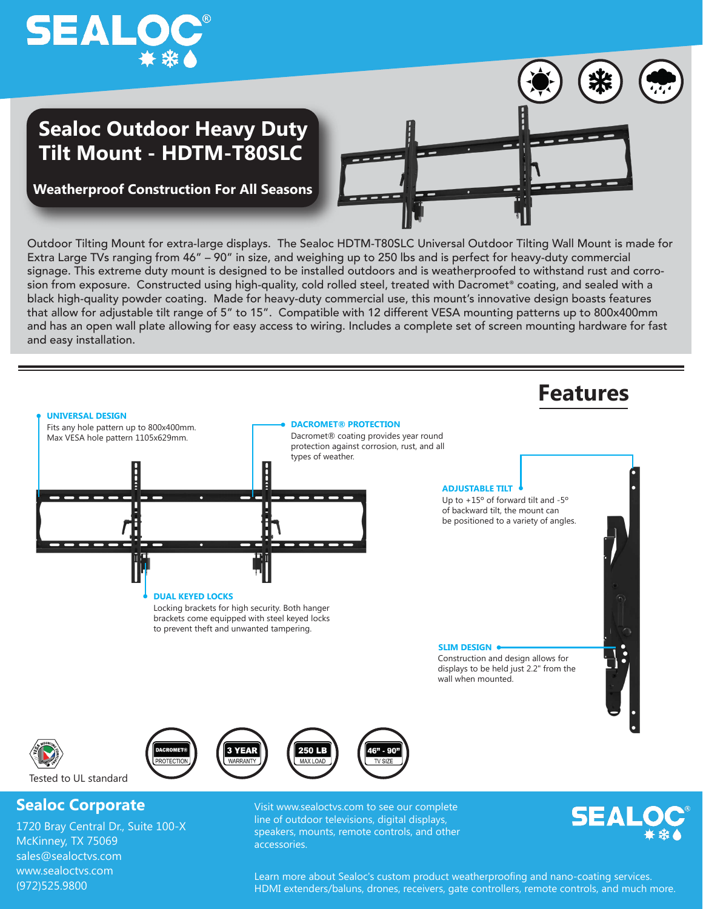# SEALOC®

## Sealoc Outdoor Heavy Duty Tilt Mount - HDTM-T80SLC

**Weatherproof Construction For All Seasons**

Outdoor Tilting Mount for extra-large displays. The Sealoc HDTM-T80SLC Universal Outdoor Tilting Wall Mount is made for Extra Large TVs ranging from 46" – 90" in size, and weighing up to 250 lbs and is perfect for heavy-duty commercial signage. This extreme duty mount is designed to be installed outdoors and is weatherproofed to withstand rust and corrosion from exposure. Constructed using high-quality, cold rolled steel, treated with Dacromet® coating, and sealed with a black high-quality powder coating. Made for heavy-duty commercial use, this mount's innovative design boasts features that allow for adjustable tilt range of 5" to 15". Compatible with 12 different VESA mounting patterns up to 800x400mm and has an open wall plate allowing for easy access to wiring. Includes a complete set of screen mounting hardware for fast and easy installation.

## Features

**UNIVERSAL DESIGN**
Fits any hole pattern up to 800x400mm. Max VESA hole pattern 1105x629mm.

**DACROMET® PROTECTION**
Dacromet® coating provides year round protection against corrosion, rust, and all types of weather.

**ADJUSTABLE TILT**
Up to +15º of forward tilt and -5º of backward tilt, the mount can be positioned to a variety of angles.

**DUAL KEYED LOCKS**
Locking brackets for high security. Both hanger brackets come equipped with steel keyed locks to prevent theft and unwanted tampering.

**SLIM DESIGN**
Construction and design allows for displays to be held just 2.2" from the wall when mounted.

Tested to UL standard

DACROMET® PROTECTION | 3 YEAR WARRANTY | 250 LB MAX LOAD | 46" - 90" TV SIZE

## Sealoc Corporate

1720 Bray Central Dr., Suite 100-X
McKinney, TX 75069
sales@sealoctvs.com
www.sealoctvs.com
(972)525.9800

Visit www.sealoctvs.com to see our complete line of outdoor televisions, digital displays, speakers, mounts, remote controls, and other accessories.

Learn more about Sealoc's custom product weatherproofing and nano-coating services. HDMI extenders/baluns, drones, receivers, gate controllers, remote controls, and much more.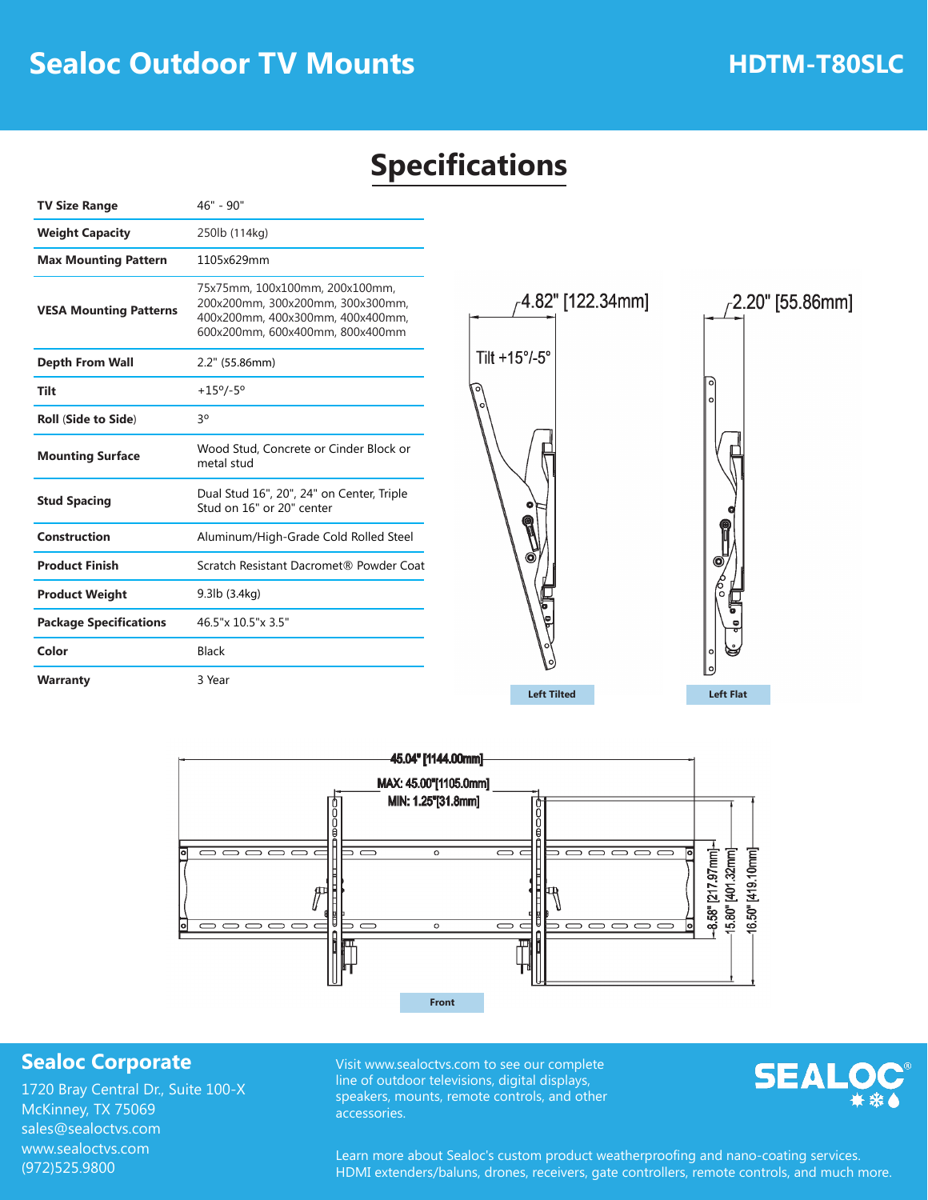# Sealoc Outdoor TV Mounts

**HDTM-T80SLC**

## Specifications

| | |
|---|---|
| **TV Size Range** | 46" - 90" |
| **Weight Capacity** | 250lb (114kg) |
| **Max Mounting Pattern** | 1105x629mm |
| **VESA Mounting Patterns** | 75x75mm, 100x100mm, 200x100mm, 200x200mm, 300x200mm, 300x300mm, 400x200mm, 400x300mm, 400x400mm, 600x200mm, 600x400mm, 800x400mm |
| **Depth From Wall** | 2.2" (55.86mm) |
| **Tilt** | +15°/-5° |
| **Roll (Side to Side)** | 3° |
| **Mounting Surface** | Wood Stud, Concrete or Cinder Block or metal stud |
| **Stud Spacing** | Dual Stud 16", 20", 24" on Center, Triple Stud on 16" or 20" center |
| **Construction** | Aluminum/High-Grade Cold Rolled Steel |
| **Product Finish** | Scratch Resistant Dacromet® Powder Coat |
| **Product Weight** | 9.3lb (3.4kg) |
| **Package Specifications** | 46.5"x 10.5"x 3.5" |
| **Color** | Black |
| **Warranty** | 3 Year |

4.82" [122.34mm]

Tilt +15°/-5°

Left Tilted

2.20" [55.86mm]

Left Flat

45.04" [1144.00mm]

MAX: 45.00"[1105.0mm]

MIN: 1.25"[31.8mm]

8.58" [217.97mm]

15.80" [401.32mm]

16.50" [419.10mm]

Front

## Sealoc Corporate

1720 Bray Central Dr., Suite 100-X
McKinney, TX 75069
sales@sealoctvs.com
www.sealoctvs.com
(972)525.9800

Visit www.sealoctvs.com to see our complete line of outdoor televisions, digital displays, speakers, mounts, remote controls, and other accessories.

Learn more about Sealoc's custom product weatherproofing and nano-coating services. HDMI extenders/baluns, drones, receivers, gate controllers, remote controls, and much more.

SEALOC®